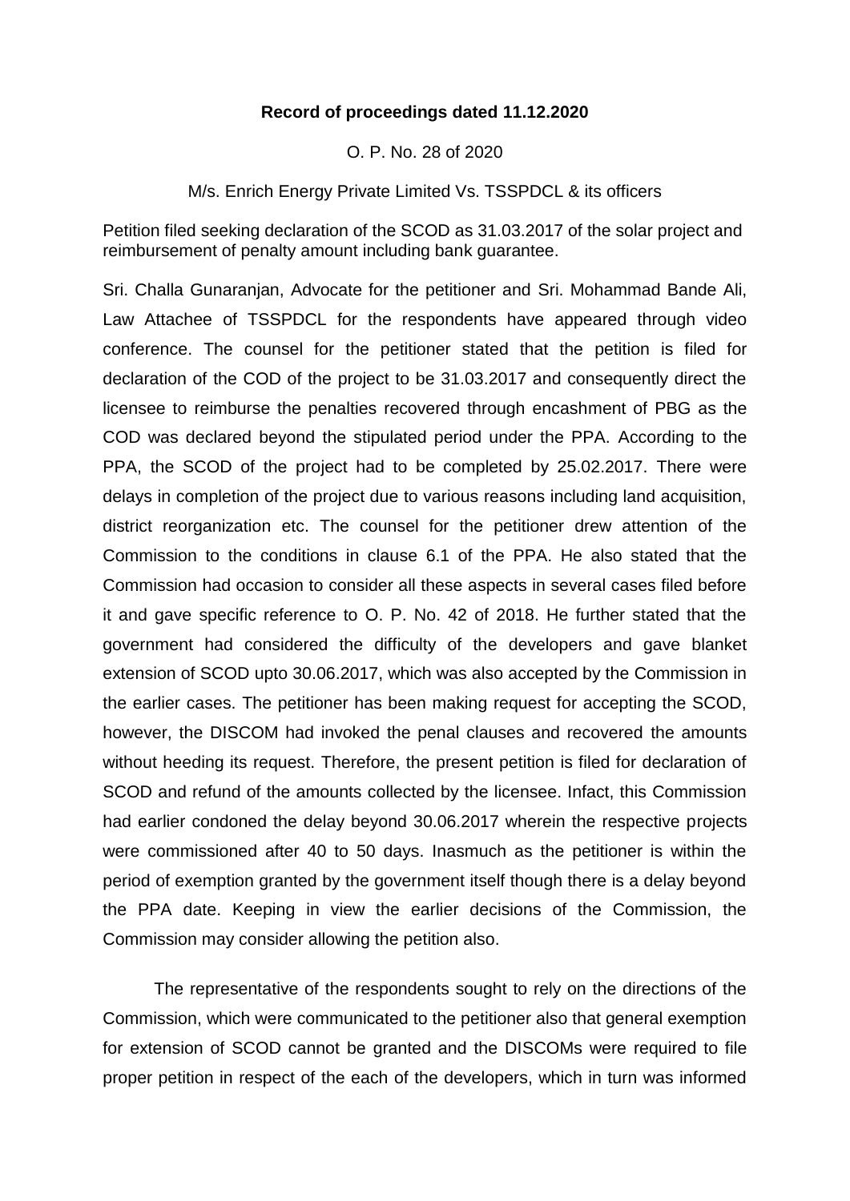**Record of proceedings dated 11.12.2020**

O. P. No. 28 of 2020

M/s. Enrich Energy Private Limited Vs. TSSPDCL & its officers

Petition filed seeking declaration of the SCOD as 31.03.2017 of the solar project and reimbursement of penalty amount including bank guarantee.

Sri. Challa Gunaranjan, Advocate for the petitioner and Sri. Mohammad Bande Ali, Law Attachee of TSSPDCL for the respondents have appeared through video conference. The counsel for the petitioner stated that the petition is filed for declaration of the COD of the project to be 31.03.2017 and consequently direct the licensee to reimburse the penalties recovered through encashment of PBG as the COD was declared beyond the stipulated period under the PPA. According to the PPA, the SCOD of the project had to be completed by 25.02.2017. There were delays in completion of the project due to various reasons including land acquisition, district reorganization etc. The counsel for the petitioner drew attention of the Commission to the conditions in clause 6.1 of the PPA. He also stated that the Commission had occasion to consider all these aspects in several cases filed before it and gave specific reference to O. P. No. 42 of 2018. He further stated that the government had considered the difficulty of the developers and gave blanket extension of SCOD upto 30.06.2017, which was also accepted by the Commission in the earlier cases. The petitioner has been making request for accepting the SCOD, however, the DISCOM had invoked the penal clauses and recovered the amounts without heeding its request. Therefore, the present petition is filed for declaration of SCOD and refund of the amounts collected by the licensee. Infact, this Commission had earlier condoned the delay beyond 30.06.2017 wherein the respective projects were commissioned after 40 to 50 days. Inasmuch as the petitioner is within the period of exemption granted by the government itself though there is a delay beyond the PPA date. Keeping in view the earlier decisions of the Commission, the Commission may consider allowing the petition also.

The representative of the respondents sought to rely on the directions of the Commission, which were communicated to the petitioner also that general exemption for extension of SCOD cannot be granted and the DISCOMs were required to file proper petition in respect of the each of the developers, which in turn was informed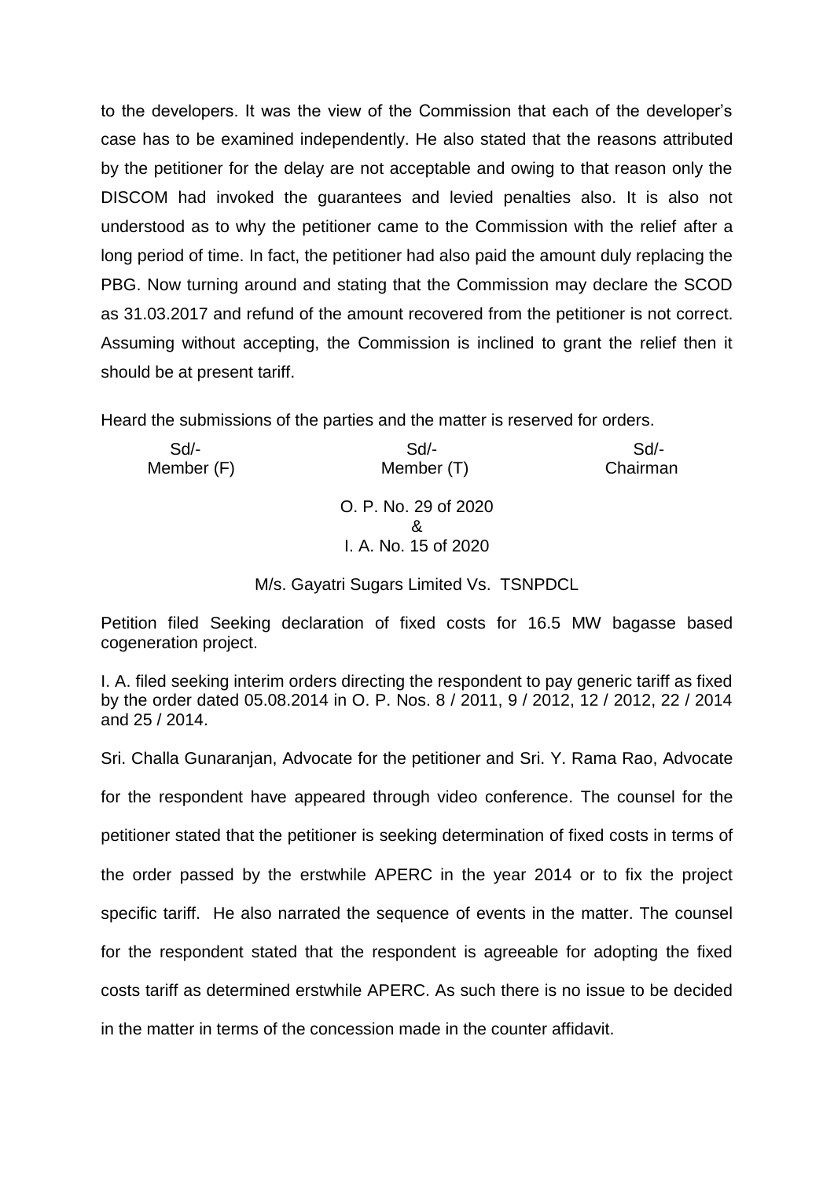to the developers. It was the view of the Commission that each of the developer's case has to be examined independently. He also stated that the reasons attributed by the petitioner for the delay are not acceptable and owing to that reason only the DISCOM had invoked the guarantees and levied penalties also. It is also not understood as to why the petitioner came to the Commission with the relief after a long period of time. In fact, the petitioner had also paid the amount duly replacing the PBG. Now turning around and stating that the Commission may declare the SCOD as 31.03.2017 and refund of the amount recovered from the petitioner is not correct. Assuming without accepting, the Commission is inclined to grant the relief then it should be at present tariff.

Heard the submissions of the parties and the matter is reserved for orders.

| Sd/- | Sd/- | Sd/- |
|---|---|---|
| Member (F) | Member (T) | Chairman |

O. P. No. 29 of 2020
&
I. A. No. 15 of 2020

M/s. Gayatri Sugars Limited Vs. TSNPDCL

Petition filed Seeking declaration of fixed costs for 16.5 MW bagasse based cogeneration project.

I. A. filed seeking interim orders directing the respondent to pay generic tariff as fixed by the order dated 05.08.2014 in O. P. Nos. 8 / 2011, 9 / 2012, 12 / 2012, 22 / 2014 and 25 / 2014.

Sri. Challa Gunaranjan, Advocate for the petitioner and Sri. Y. Rama Rao, Advocate for the respondent have appeared through video conference. The counsel for the petitioner stated that the petitioner is seeking determination of fixed costs in terms of the order passed by the erstwhile APERC in the year 2014 or to fix the project specific tariff. He also narrated the sequence of events in the matter. The counsel for the respondent stated that the respondent is agreeable for adopting the fixed costs tariff as determined erstwhile APERC. As such there is no issue to be decided in the matter in terms of the concession made in the counter affidavit.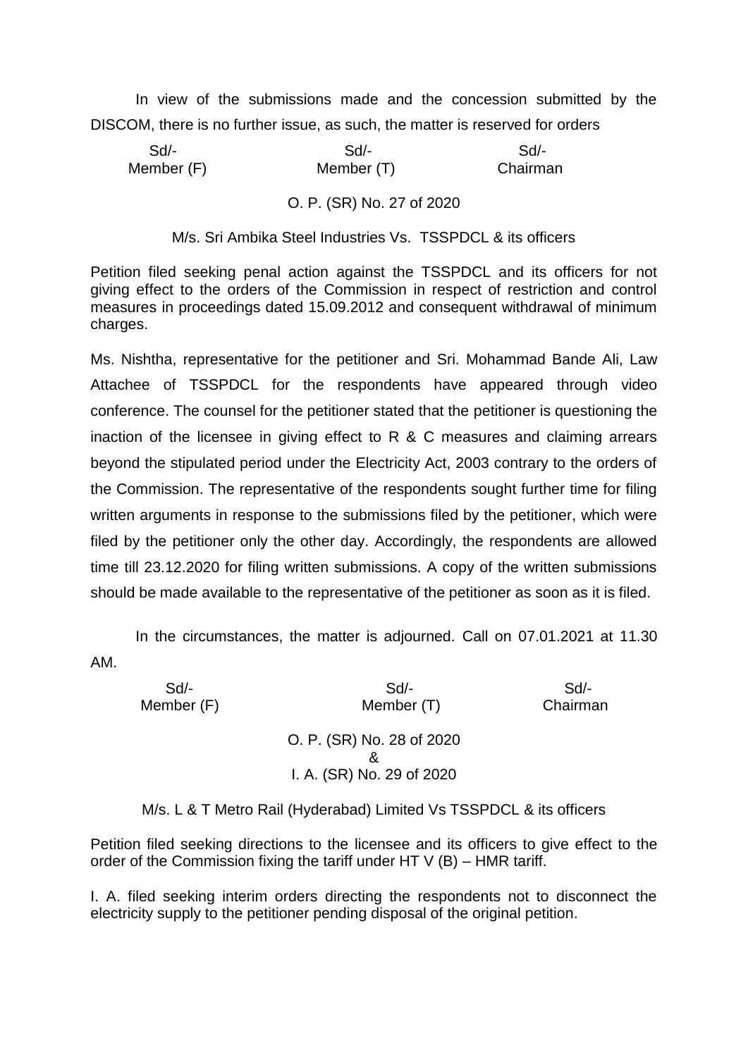In view of the submissions made and the concession submitted by the DISCOM, there is no further issue, as such, the matter is reserved for orders

| Sd/- | Sd/- | Sd/- |
|---|---|---|
| Member (F) | Member (T) | Chairman |

O. P. (SR) No. 27 of 2020

M/s. Sri Ambika Steel Industries Vs. TSSPDCL & its officers

Petition filed seeking penal action against the TSSPDCL and its officers for not giving effect to the orders of the Commission in respect of restriction and control measures in proceedings dated 15.09.2012 and consequent withdrawal of minimum charges.

Ms. Nishtha, representative for the petitioner and Sri. Mohammad Bande Ali, Law Attachee of TSSPDCL for the respondents have appeared through video conference. The counsel for the petitioner stated that the petitioner is questioning the inaction of the licensee in giving effect to R & C measures and claiming arrears beyond the stipulated period under the Electricity Act, 2003 contrary to the orders of the Commission. The representative of the respondents sought further time for filing written arguments in response to the submissions filed by the petitioner, which were filed by the petitioner only the other day. Accordingly, the respondents are allowed time till 23.12.2020 for filing written submissions. A copy of the written submissions should be made available to the representative of the petitioner as soon as it is filed.

In the circumstances, the matter is adjourned. Call on 07.01.2021 at 11.30 AM.

| Sd/- | Sd/- | Sd/- |
|---|---|---|
| Member (F) | Member (T) | Chairman |

O. P. (SR) No. 28 of 2020
&
I. A. (SR) No. 29 of 2020

M/s. L & T Metro Rail (Hyderabad) Limited Vs TSSPDCL & its officers

Petition filed seeking directions to the licensee and its officers to give effect to the order of the Commission fixing the tariff under HT V (B) – HMR tariff.

I. A. filed seeking interim orders directing the respondents not to disconnect the electricity supply to the petitioner pending disposal of the original petition.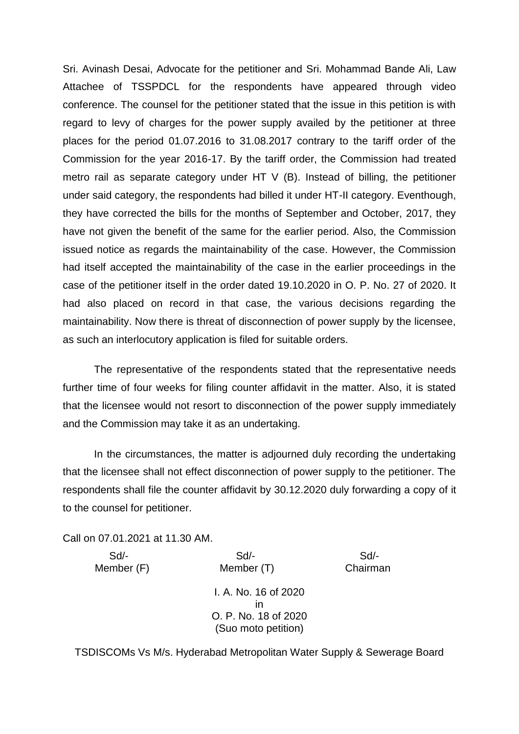Sri. Avinash Desai, Advocate for the petitioner and Sri. Mohammad Bande Ali, Law Attachee of TSSPDCL for the respondents have appeared through video conference. The counsel for the petitioner stated that the issue in this petition is with regard to levy of charges for the power supply availed by the petitioner at three places for the period 01.07.2016 to 31.08.2017 contrary to the tariff order of the Commission for the year 2016-17. By the tariff order, the Commission had treated metro rail as separate category under HT V (B). Instead of billing, the petitioner under said category, the respondents had billed it under HT-II category. Eventhough, they have corrected the bills for the months of September and October, 2017, they have not given the benefit of the same for the earlier period. Also, the Commission issued notice as regards the maintainability of the case. However, the Commission had itself accepted the maintainability of the case in the earlier proceedings in the case of the petitioner itself in the order dated 19.10.2020 in O. P. No. 27 of 2020. It had also placed on record in that case, the various decisions regarding the maintainability. Now there is threat of disconnection of power supply by the licensee, as such an interlocutory application is filed for suitable orders.

The representative of the respondents stated that the representative needs further time of four weeks for filing counter affidavit in the matter. Also, it is stated that the licensee would not resort to disconnection of the power supply immediately and the Commission may take it as an undertaking.

In the circumstances, the matter is adjourned duly recording the undertaking that the licensee shall not effect disconnection of power supply to the petitioner. The respondents shall file the counter affidavit by 30.12.2020 duly forwarding a copy of it to the counsel for petitioner.

Call on 07.01.2021 at 11.30 AM.

| Sd/- | Sd/- | Sd/- |
|---|---|---|
| Member (F) | Member (T) | Chairman |

I. A. No. 16 of 2020
in
O. P. No. 18 of 2020
(Suo moto petition)

TSDISCOMs Vs M/s. Hyderabad Metropolitan Water Supply & Sewerage Board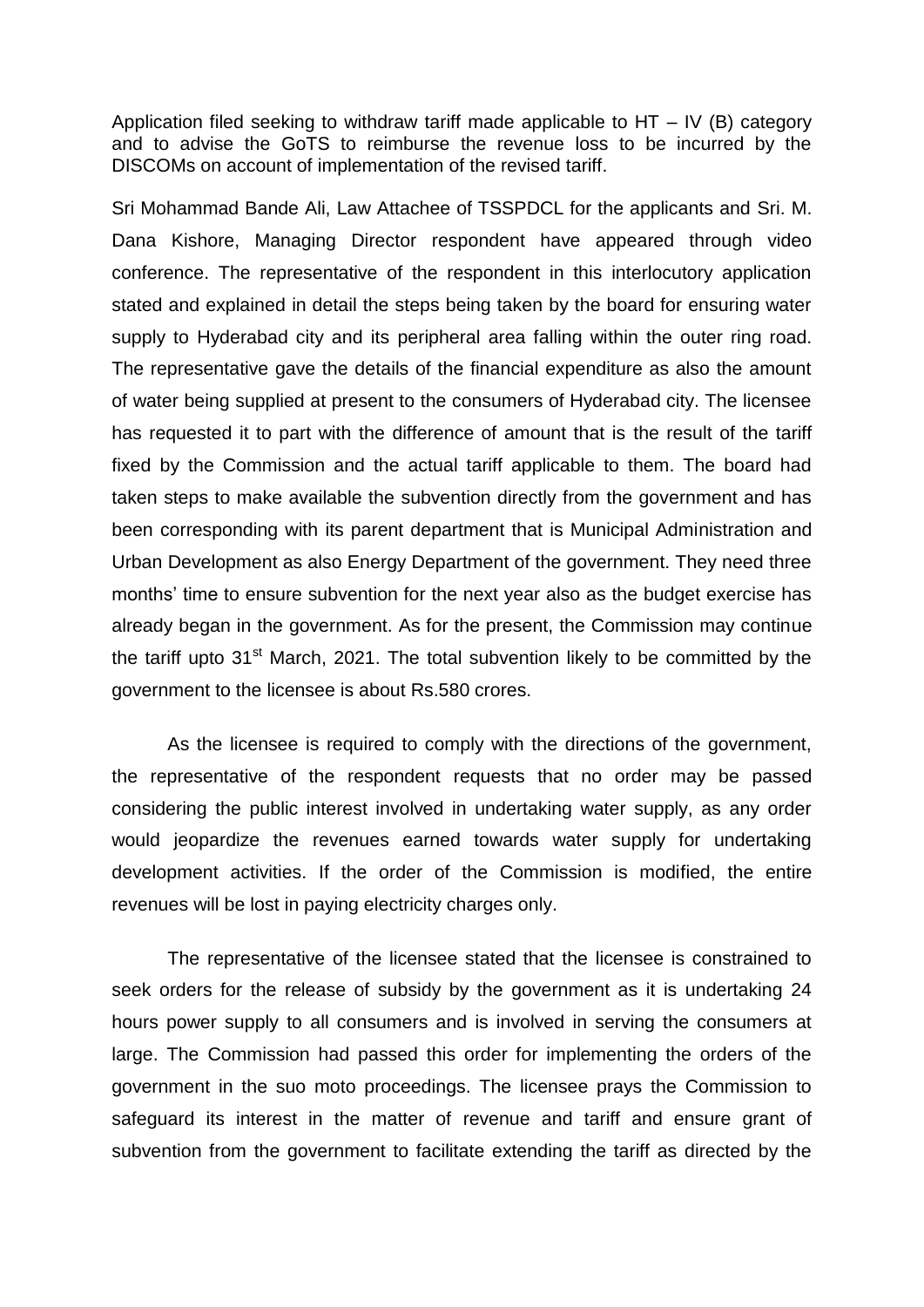Application filed seeking to withdraw tariff made applicable to HT – IV (B) category and to advise the GoTS to reimburse the revenue loss to be incurred by the DISCOMs on account of implementation of the revised tariff.

Sri Mohammad Bande Ali, Law Attachee of TSSPDCL for the applicants and Sri. M. Dana Kishore, Managing Director respondent have appeared through video conference. The representative of the respondent in this interlocutory application stated and explained in detail the steps being taken by the board for ensuring water supply to Hyderabad city and its peripheral area falling within the outer ring road. The representative gave the details of the financial expenditure as also the amount of water being supplied at present to the consumers of Hyderabad city. The licensee has requested it to part with the difference of amount that is the result of the tariff fixed by the Commission and the actual tariff applicable to them. The board had taken steps to make available the subvention directly from the government and has been corresponding with its parent department that is Municipal Administration and Urban Development as also Energy Department of the government. They need three months' time to ensure subvention for the next year also as the budget exercise has already began in the government. As for the present, the Commission may continue the tariff upto 31st March, 2021. The total subvention likely to be committed by the government to the licensee is about Rs.580 crores.

As the licensee is required to comply with the directions of the government, the representative of the respondent requests that no order may be passed considering the public interest involved in undertaking water supply, as any order would jeopardize the revenues earned towards water supply for undertaking development activities. If the order of the Commission is modified, the entire revenues will be lost in paying electricity charges only.

The representative of the licensee stated that the licensee is constrained to seek orders for the release of subsidy by the government as it is undertaking 24 hours power supply to all consumers and is involved in serving the consumers at large. The Commission had passed this order for implementing the orders of the government in the suo moto proceedings. The licensee prays the Commission to safeguard its interest in the matter of revenue and tariff and ensure grant of subvention from the government to facilitate extending the tariff as directed by the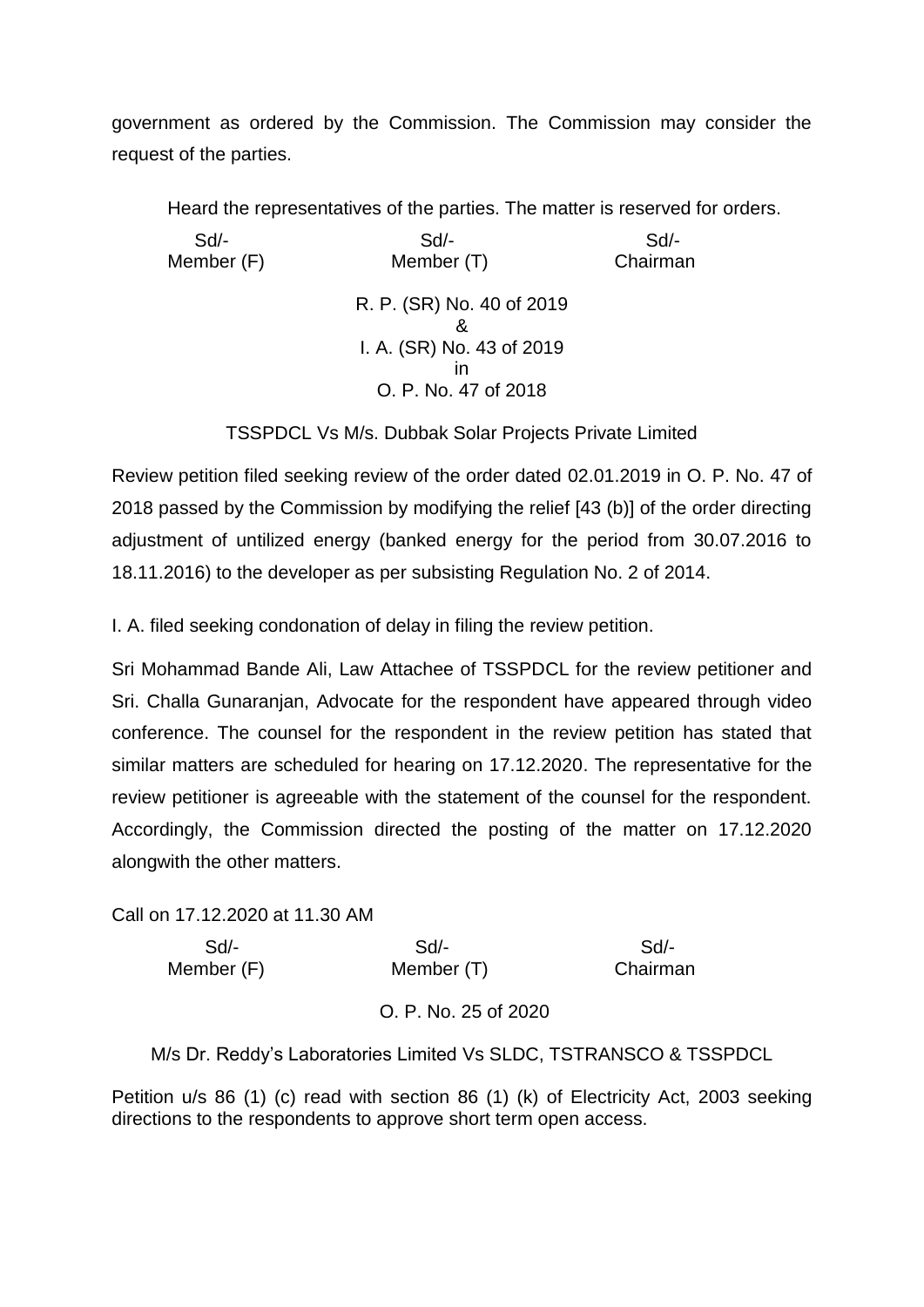government as ordered by the Commission. The Commission may consider the request of the parties.

Heard the representatives of the parties. The matter is reserved for orders.

| Sd/- | Sd/- | Sd/- |
|---|---|---|
| Member (F) | Member (T) | Chairman |

R. P. (SR) No. 40 of 2019
&
I. A. (SR) No. 43 of 2019
in
O. P. No. 47 of 2018

TSSPDCL Vs M/s. Dubbak Solar Projects Private Limited

Review petition filed seeking review of the order dated 02.01.2019 in O. P. No. 47 of 2018 passed by the Commission by modifying the relief [43 (b)] of the order directing adjustment of untilized energy (banked energy for the period from 30.07.2016 to 18.11.2016) to the developer as per subsisting Regulation No. 2 of 2014.

I. A. filed seeking condonation of delay in filing the review petition.

Sri Mohammad Bande Ali, Law Attachee of TSSPDCL for the review petitioner and Sri. Challa Gunaranjan, Advocate for the respondent have appeared through video conference. The counsel for the respondent in the review petition has stated that similar matters are scheduled for hearing on 17.12.2020. The representative for the review petitioner is agreeable with the statement of the counsel for the respondent. Accordingly, the Commission directed the posting of the matter on 17.12.2020 alongwith the other matters.

Call on 17.12.2020 at 11.30 AM

| Sd/- | Sd/- | Sd/- |
|---|---|---|
| Member (F) | Member (T) | Chairman |

O. P. No. 25 of 2020

M/s Dr. Reddy's Laboratories Limited Vs SLDC, TSTRANSCO & TSSPDCL

Petition u/s 86 (1) (c) read with section 86 (1) (k) of Electricity Act, 2003 seeking directions to the respondents to approve short term open access.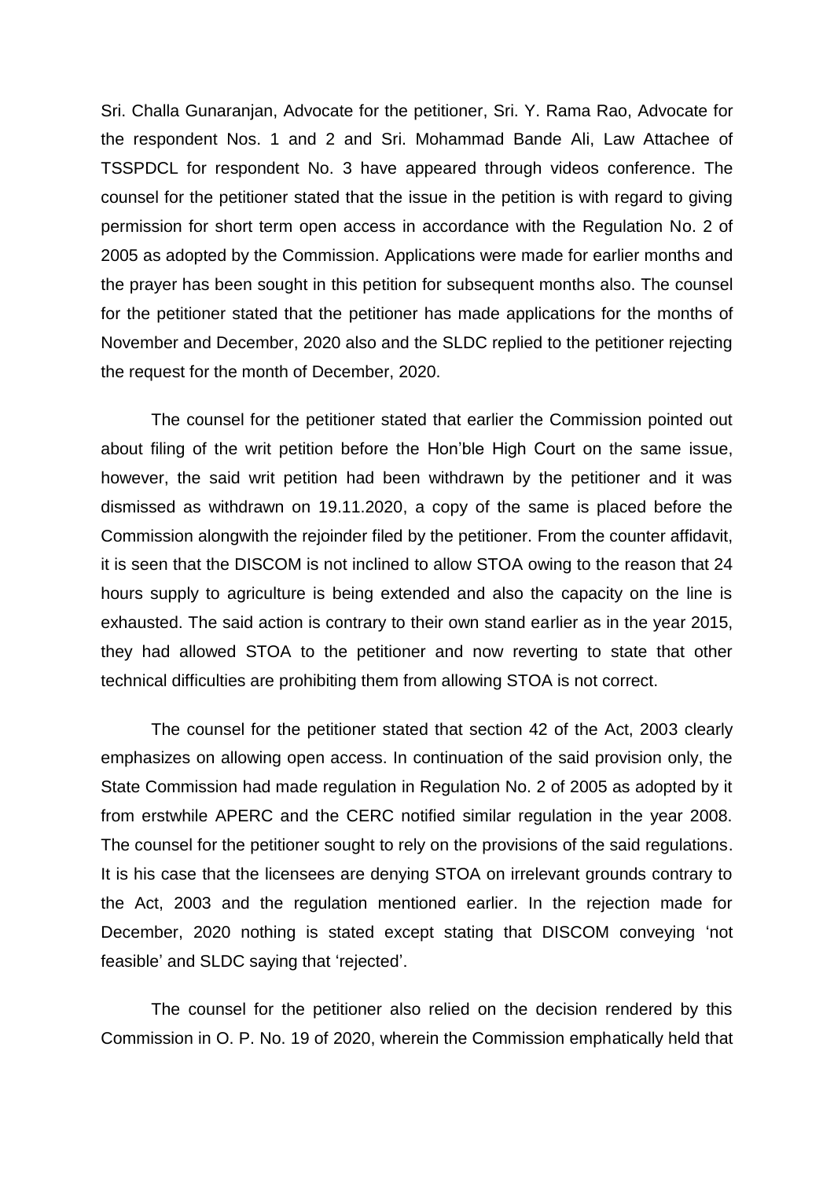Sri. Challa Gunaranjan, Advocate for the petitioner, Sri. Y. Rama Rao, Advocate for the respondent Nos. 1 and 2 and Sri. Mohammad Bande Ali, Law Attachee of TSSPDCL for respondent No. 3 have appeared through videos conference. The counsel for the petitioner stated that the issue in the petition is with regard to giving permission for short term open access in accordance with the Regulation No. 2 of 2005 as adopted by the Commission. Applications were made for earlier months and the prayer has been sought in this petition for subsequent months also. The counsel for the petitioner stated that the petitioner has made applications for the months of November and December, 2020 also and the SLDC replied to the petitioner rejecting the request for the month of December, 2020.

The counsel for the petitioner stated that earlier the Commission pointed out about filing of the writ petition before the Hon'ble High Court on the same issue, however, the said writ petition had been withdrawn by the petitioner and it was dismissed as withdrawn on 19.11.2020, a copy of the same is placed before the Commission alongwith the rejoinder filed by the petitioner. From the counter affidavit, it is seen that the DISCOM is not inclined to allow STOA owing to the reason that 24 hours supply to agriculture is being extended and also the capacity on the line is exhausted. The said action is contrary to their own stand earlier as in the year 2015, they had allowed STOA to the petitioner and now reverting to state that other technical difficulties are prohibiting them from allowing STOA is not correct.

The counsel for the petitioner stated that section 42 of the Act, 2003 clearly emphasizes on allowing open access. In continuation of the said provision only, the State Commission had made regulation in Regulation No. 2 of 2005 as adopted by it from erstwhile APERC and the CERC notified similar regulation in the year 2008. The counsel for the petitioner sought to rely on the provisions of the said regulations. It is his case that the licensees are denying STOA on irrelevant grounds contrary to the Act, 2003 and the regulation mentioned earlier. In the rejection made for December, 2020 nothing is stated except stating that DISCOM conveying 'not feasible' and SLDC saying that 'rejected'.

The counsel for the petitioner also relied on the decision rendered by this Commission in O. P. No. 19 of 2020, wherein the Commission emphatically held that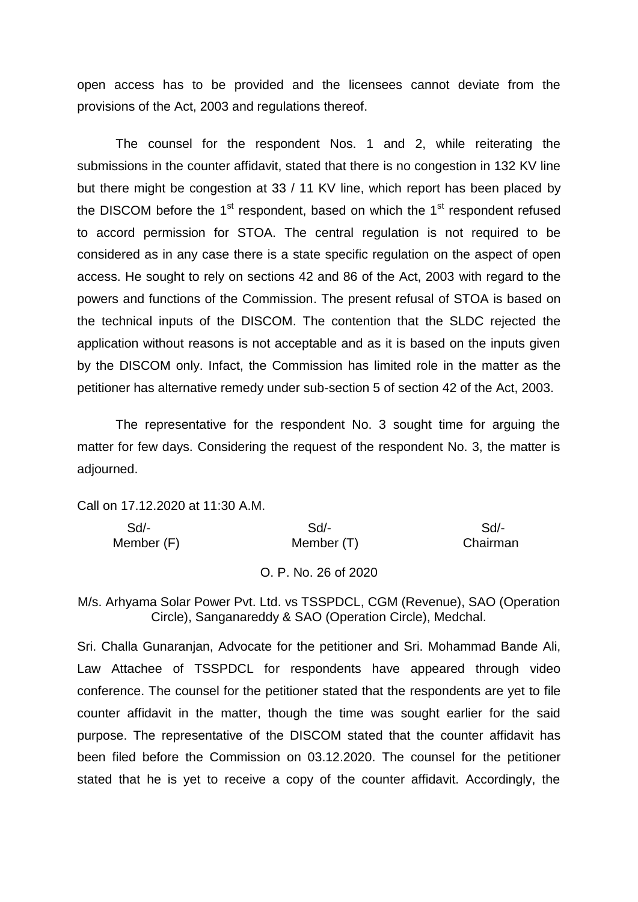open access has to be provided and the licensees cannot deviate from the provisions of the Act, 2003 and regulations thereof.

The counsel for the respondent Nos. 1 and 2, while reiterating the submissions in the counter affidavit, stated that there is no congestion in 132 KV line but there might be congestion at 33 / 11 KV line, which report has been placed by the DISCOM before the 1st respondent, based on which the 1st respondent refused to accord permission for STOA. The central regulation is not required to be considered as in any case there is a state specific regulation on the aspect of open access. He sought to rely on sections 42 and 86 of the Act, 2003 with regard to the powers and functions of the Commission. The present refusal of STOA is based on the technical inputs of the DISCOM. The contention that the SLDC rejected the application without reasons is not acceptable and as it is based on the inputs given by the DISCOM only. Infact, the Commission has limited role in the matter as the petitioner has alternative remedy under sub-section 5 of section 42 of the Act, 2003.

The representative for the respondent No. 3 sought time for arguing the matter for few days. Considering the request of the respondent No. 3, the matter is adjourned.

Call on 17.12.2020 at 11:30 A.M.

| Sd/- | Sd/- | Sd/- |
|---|---|---|
| Member (F) | Member (T) | Chairman |

O. P. No. 26 of 2020

M/s. Arhyama Solar Power Pvt. Ltd. vs TSSPDCL, CGM (Revenue), SAO (Operation Circle), Sanganareddy & SAO (Operation Circle), Medchal.

Sri. Challa Gunaranjan, Advocate for the petitioner and Sri. Mohammad Bande Ali, Law Attachee of TSSPDCL for respondents have appeared through video conference. The counsel for the petitioner stated that the respondents are yet to file counter affidavit in the matter, though the time was sought earlier for the said purpose. The representative of the DISCOM stated that the counter affidavit has been filed before the Commission on 03.12.2020. The counsel for the petitioner stated that he is yet to receive a copy of the counter affidavit. Accordingly, the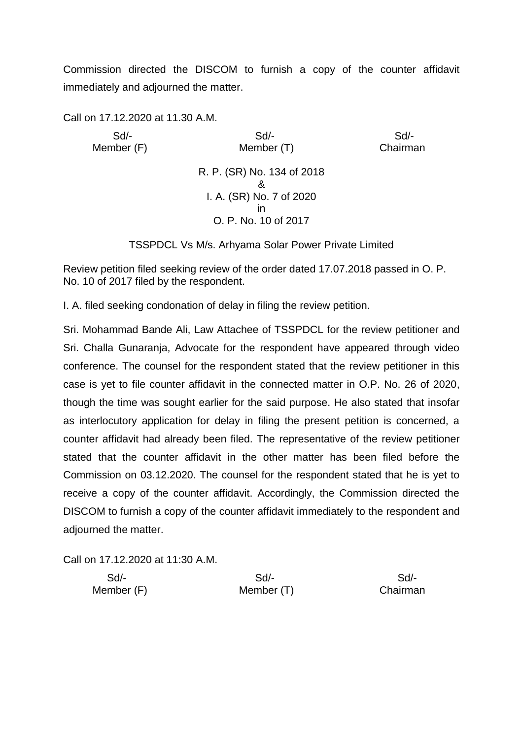Commission directed the DISCOM to furnish a copy of the counter affidavit immediately and adjourned the matter.

Call on 17.12.2020 at 11.30 A.M.

| Sd/- | Sd/- | Sd/- |
|---|---|---|
| Member (F) | Member (T) | Chairman |

R. P. (SR) No. 134 of 2018
&
I. A. (SR) No. 7 of 2020
in
O. P. No. 10 of 2017

TSSPDCL Vs M/s. Arhyama Solar Power Private Limited

Review petition filed seeking review of the order dated 17.07.2018 passed in O. P. No. 10 of 2017 filed by the respondent.

I. A. filed seeking condonation of delay in filing the review petition.

Sri. Mohammad Bande Ali, Law Attachee of TSSPDCL for the review petitioner and Sri. Challa Gunaranja, Advocate for the respondent have appeared through video conference. The counsel for the respondent stated that the review petitioner in this case is yet to file counter affidavit in the connected matter in O.P. No. 26 of 2020, though the time was sought earlier for the said purpose. He also stated that insofar as interlocutory application for delay in filing the present petition is concerned, a counter affidavit had already been filed. The representative of the review petitioner stated that the counter affidavit in the other matter has been filed before the Commission on 03.12.2020. The counsel for the respondent stated that he is yet to receive a copy of the counter affidavit. Accordingly, the Commission directed the DISCOM to furnish a copy of the counter affidavit immediately to the respondent and adjourned the matter.

Call on 17.12.2020 at 11:30 A.M.

| Sd/- | Sd/- | Sd/- |
|---|---|---|
| Member (F) | Member (T) | Chairman |